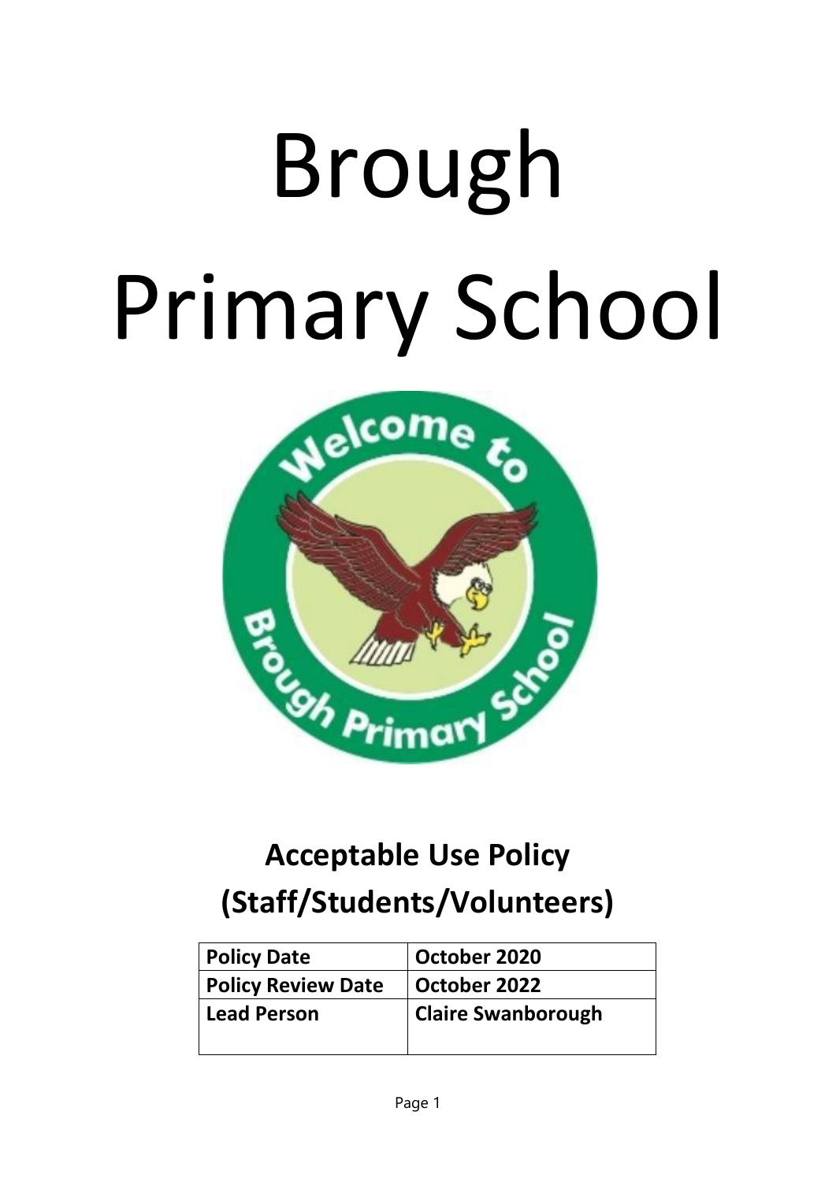# Brough Primary School

## Acceptable Use Policy (Staff/Students/Volunteers)

| Policy Date | October 2020 |
|---|---|
| Policy Review Date | October 2022 |
| Lead Person | Claire Swanborough |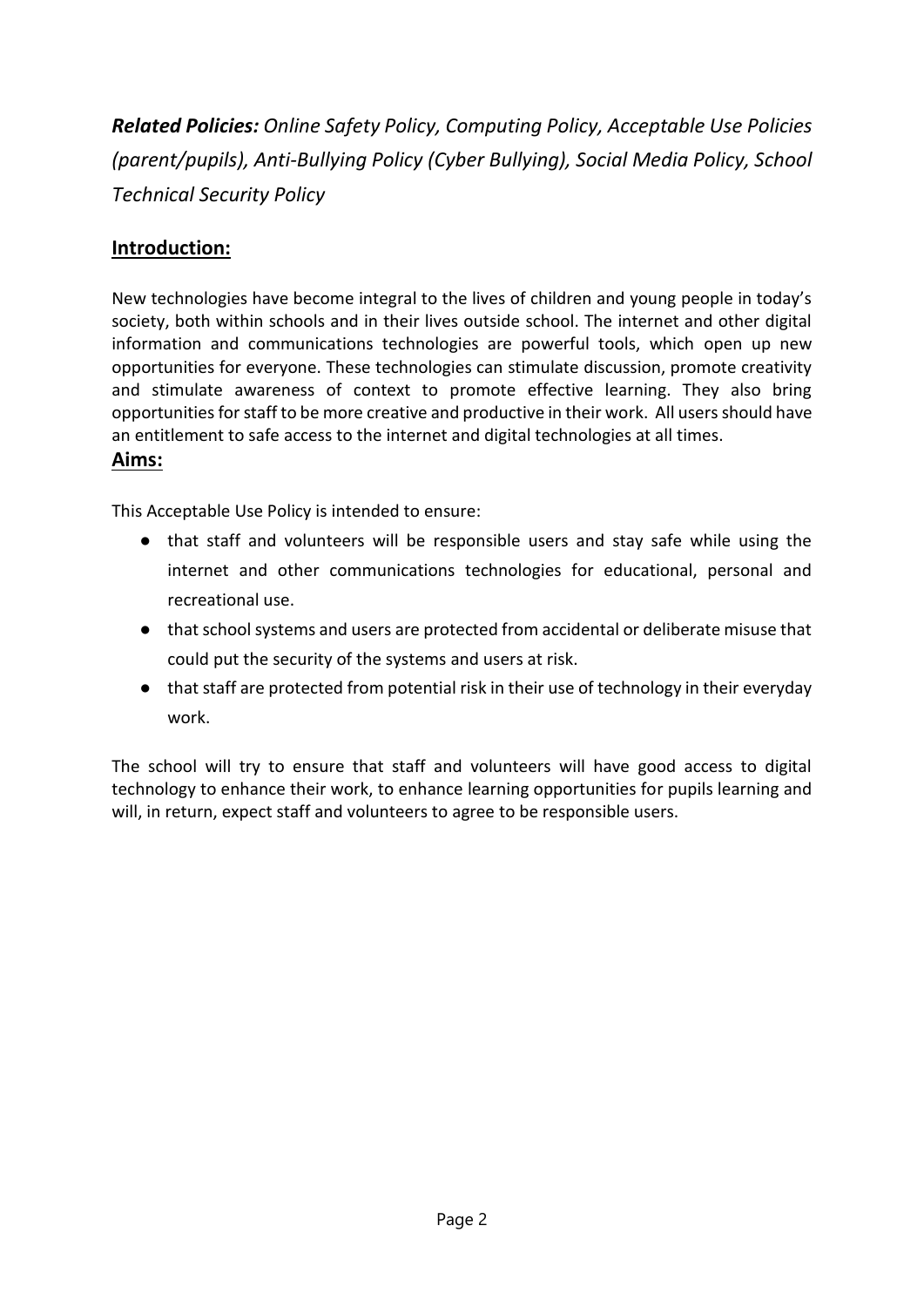***Related Policies:*** *Online Safety Policy, Computing Policy, Acceptable Use Policies (parent/pupils), Anti-Bullying Policy (Cyber Bullying), Social Media Policy, School Technical Security Policy*

## **Introduction:**

New technologies have become integral to the lives of children and young people in today's society, both within schools and in their lives outside school. The internet and other digital information and communications technologies are powerful tools, which open up new opportunities for everyone. These technologies can stimulate discussion, promote creativity and stimulate awareness of context to promote effective learning. They also bring opportunities for staff to be more creative and productive in their work. All users should have an entitlement to safe access to the internet and digital technologies at all times.

## **Aims:**

This Acceptable Use Policy is intended to ensure:

- that staff and volunteers will be responsible users and stay safe while using the internet and other communications technologies for educational, personal and recreational use.
- that school systems and users are protected from accidental or deliberate misuse that could put the security of the systems and users at risk.
- that staff are protected from potential risk in their use of technology in their everyday work.

The school will try to ensure that staff and volunteers will have good access to digital technology to enhance their work, to enhance learning opportunities for pupils learning and will, in return, expect staff and volunteers to agree to be responsible users.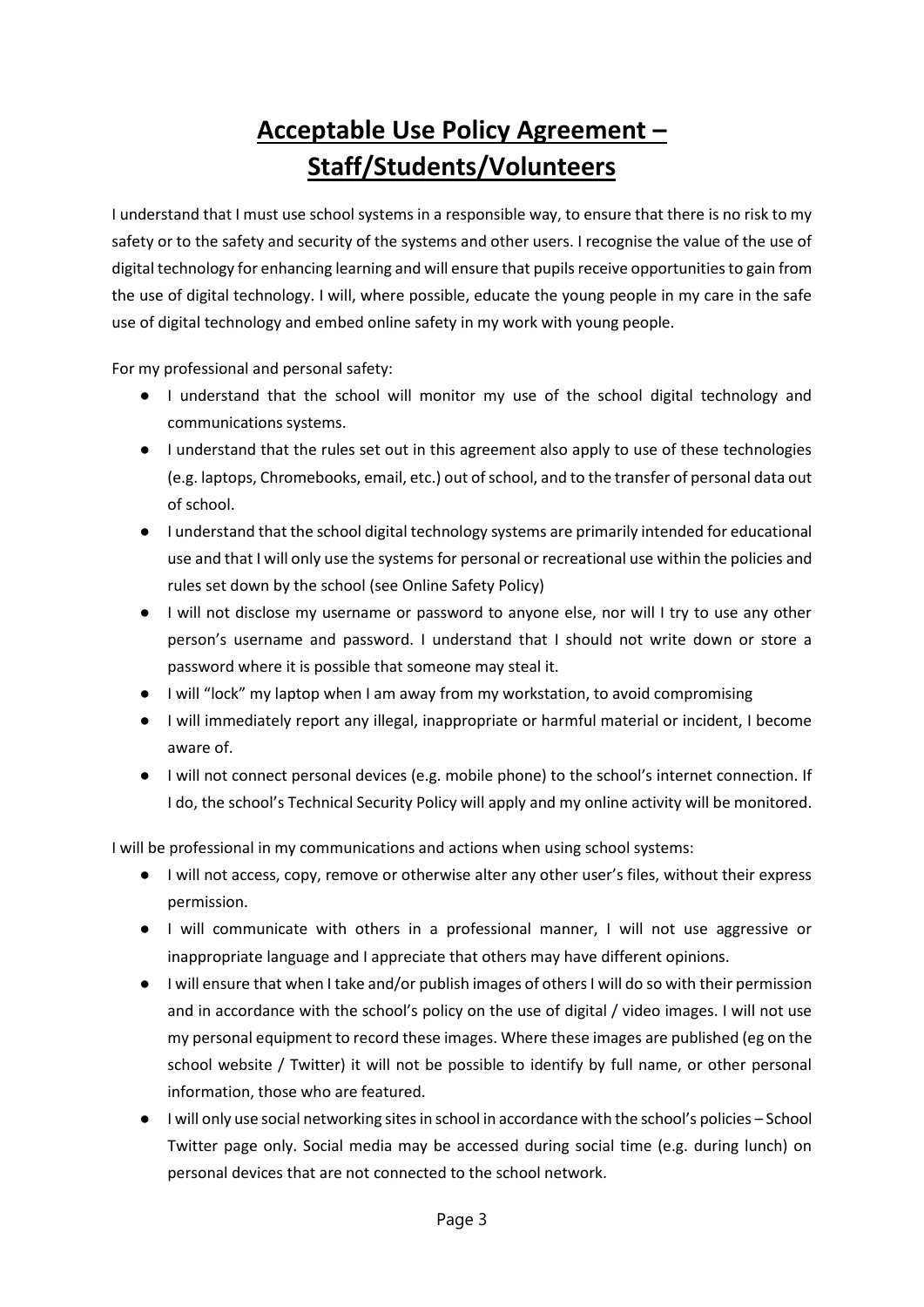# Acceptable Use Policy Agreement – Staff/Students/Volunteers

I understand that I must use school systems in a responsible way, to ensure that there is no risk to my safety or to the safety and security of the systems and other users. I recognise the value of the use of digital technology for enhancing learning and will ensure that pupils receive opportunities to gain from the use of digital technology. I will, where possible, educate the young people in my care in the safe use of digital technology and embed online safety in my work with young people.

For my professional and personal safety:

- I understand that the school will monitor my use of the school digital technology and communications systems.
- I understand that the rules set out in this agreement also apply to use of these technologies (e.g. laptops, Chromebooks, email, etc.) out of school, and to the transfer of personal data out of school.
- I understand that the school digital technology systems are primarily intended for educational use and that I will only use the systems for personal or recreational use within the policies and rules set down by the school (see Online Safety Policy)
- I will not disclose my username or password to anyone else, nor will I try to use any other person's username and password. I understand that I should not write down or store a password where it is possible that someone may steal it.
- I will "lock" my laptop when I am away from my workstation, to avoid compromising
- I will immediately report any illegal, inappropriate or harmful material or incident, I become aware of.
- I will not connect personal devices (e.g. mobile phone) to the school's internet connection. If I do, the school's Technical Security Policy will apply and my online activity will be monitored.

I will be professional in my communications and actions when using school systems:

- I will not access, copy, remove or otherwise alter any other user's files, without their express permission.
- I will communicate with others in a professional manner, I will not use aggressive or inappropriate language and I appreciate that others may have different opinions.
- I will ensure that when I take and/or publish images of others I will do so with their permission and in accordance with the school's policy on the use of digital / video images. I will not use my personal equipment to record these images. Where these images are published (eg on the school website / Twitter) it will not be possible to identify by full name, or other personal information, those who are featured.
- I will only use social networking sites in school in accordance with the school's policies – School Twitter page only. Social media may be accessed during social time (e.g. during lunch) on personal devices that are not connected to the school network.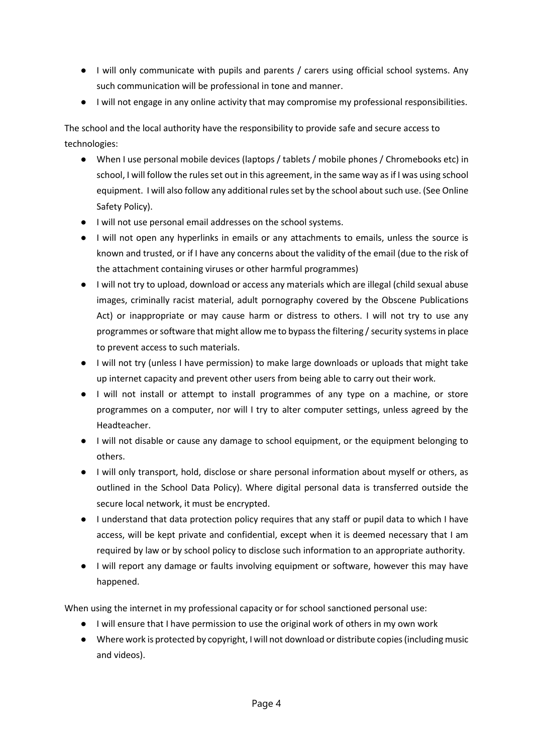- I will only communicate with pupils and parents / carers using official school systems. Any such communication will be professional in tone and manner.
- I will not engage in any online activity that may compromise my professional responsibilities.

The school and the local authority have the responsibility to provide safe and secure access to technologies:

- When I use personal mobile devices (laptops / tablets / mobile phones / Chromebooks etc) in school, I will follow the rules set out in this agreement, in the same way as if I was using school equipment. I will also follow any additional rules set by the school about such use. (See Online Safety Policy).
- I will not use personal email addresses on the school systems.
- I will not open any hyperlinks in emails or any attachments to emails, unless the source is known and trusted, or if I have any concerns about the validity of the email (due to the risk of the attachment containing viruses or other harmful programmes)
- I will not try to upload, download or access any materials which are illegal (child sexual abuse images, criminally racist material, adult pornography covered by the Obscene Publications Act) or inappropriate or may cause harm or distress to others. I will not try to use any programmes or software that might allow me to bypass the filtering / security systems in place to prevent access to such materials.
- I will not try (unless I have permission) to make large downloads or uploads that might take up internet capacity and prevent other users from being able to carry out their work.
- I will not install or attempt to install programmes of any type on a machine, or store programmes on a computer, nor will I try to alter computer settings, unless agreed by the Headteacher.
- I will not disable or cause any damage to school equipment, or the equipment belonging to others.
- I will only transport, hold, disclose or share personal information about myself or others, as outlined in the School Data Policy). Where digital personal data is transferred outside the secure local network, it must be encrypted.
- I understand that data protection policy requires that any staff or pupil data to which I have access, will be kept private and confidential, except when it is deemed necessary that I am required by law or by school policy to disclose such information to an appropriate authority.
- I will report any damage or faults involving equipment or software, however this may have happened.

When using the internet in my professional capacity or for school sanctioned personal use:

- I will ensure that I have permission to use the original work of others in my own work
- Where work is protected by copyright, I will not download or distribute copies (including music and videos).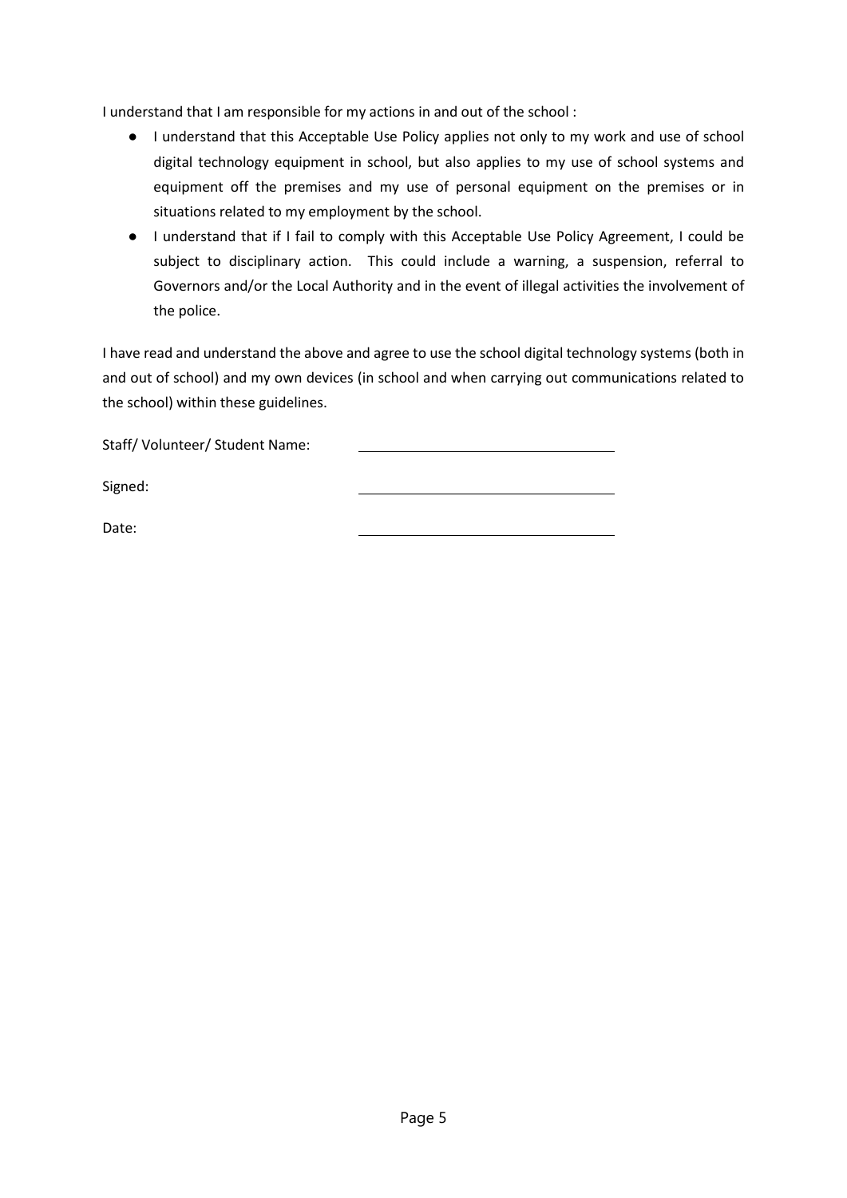I understand that I am responsible for my actions in and out of the school :

- I understand that this Acceptable Use Policy applies not only to my work and use of school digital technology equipment in school, but also applies to my use of school systems and equipment off the premises and my use of personal equipment on the premises or in situations related to my employment by the school.
- I understand that if I fail to comply with this Acceptable Use Policy Agreement, I could be subject to disciplinary action. This could include a warning, a suspension, referral to Governors and/or the Local Authority and in the event of illegal activities the involvement of the police.

I have read and understand the above and agree to use the school digital technology systems (both in and out of school) and my own devices (in school and when carrying out communications related to the school) within these guidelines.

Staff/ Volunteer/ Student Name: ______________________________

Signed: ______________________________

Date: ______________________________